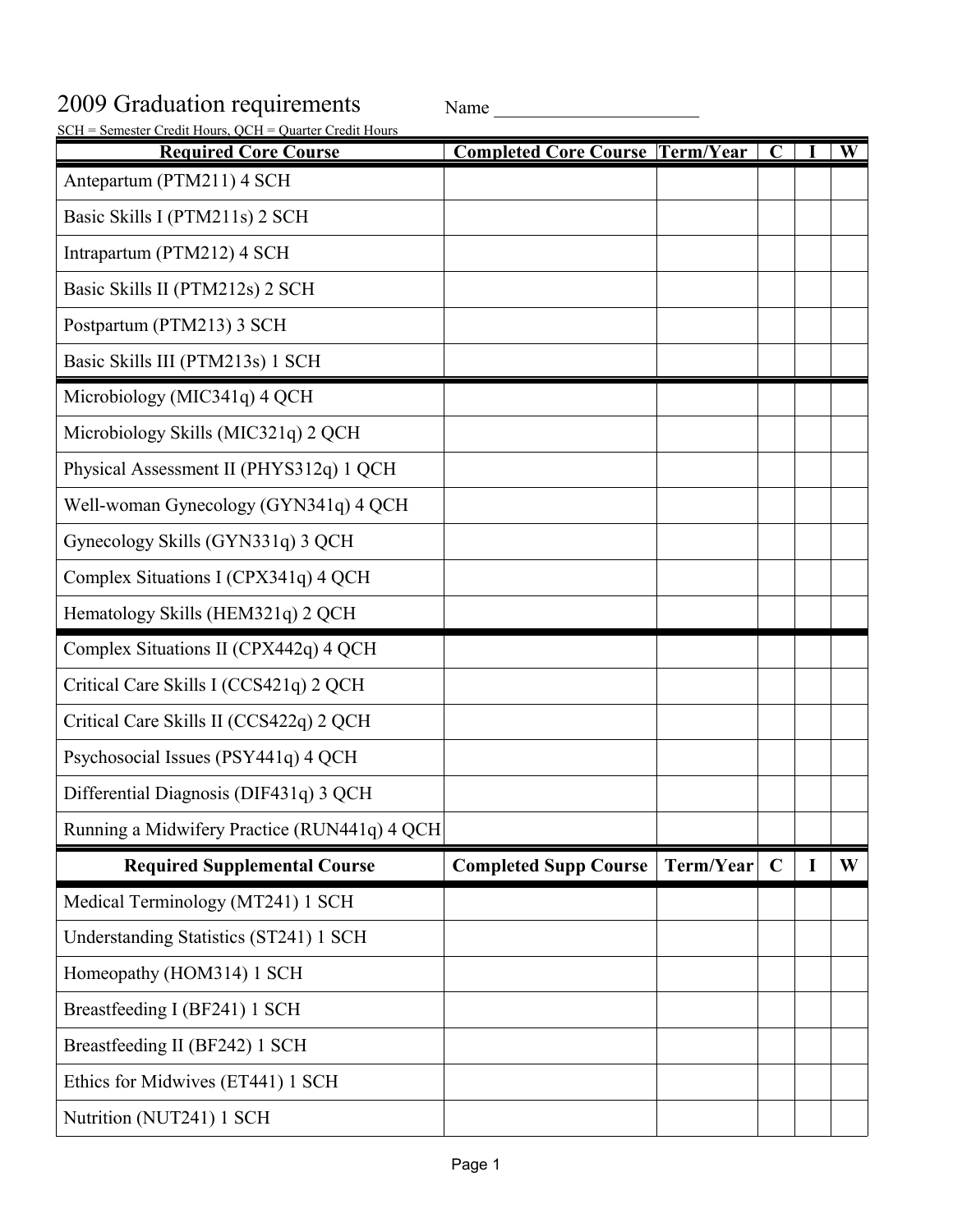# 2009 Graduation requirements

Name ______________________

SCH = Semester Credit Hours, QCH = Quarter Credit Hours

| Required Core Course | Completed Core Course | Term/Year | C | I | W |
|---|---|---|---|---|---|
| Antepartum (PTM211) 4 SCH | | | | | |
| Basic Skills I (PTM211s) 2 SCH | | | | | |
| Intrapartum (PTM212) 4 SCH | | | | | |
| Basic Skills II (PTM212s) 2 SCH | | | | | |
| Postpartum (PTM213) 3 SCH | | | | | |
| Basic Skills III (PTM213s) 1 SCH | | | | | |
| Microbiology (MIC341q) 4 QCH | | | | | |
| Microbiology Skills (MIC321q) 2 QCH | | | | | |
| Physical Assessment II (PHYS312q) 1 QCH | | | | | |
| Well-woman Gynecology (GYN341q) 4 QCH | | | | | |
| Gynecology Skills (GYN331q) 3 QCH | | | | | |
| Complex Situations I (CPX341q) 4 QCH | | | | | |
| Hematology Skills (HEM321q) 2 QCH | | | | | |
| Complex Situations II (CPX442q) 4 QCH | | | | | |
| Critical Care Skills I (CCS421q) 2 QCH | | | | | |
| Critical Care Skills II (CCS422q) 2 QCH | | | | | |
| Psychosocial Issues (PSY441q) 4 QCH | | | | | |
| Differential Diagnosis (DIF431q) 3 QCH | | | | | |
| Running a Midwifery Practice (RUN441q) 4 QCH | | | | | |

| Required Supplemental Course | Completed Supp Course | Term/Year | C | I | W |
|---|---|---|---|---|---|
| Medical Terminology (MT241) 1 SCH | | | | | |
| Understanding Statistics (ST241) 1 SCH | | | | | |
| Homeopathy (HOM314) 1 SCH | | | | | |
| Breastfeeding I (BF241) 1 SCH | | | | | |
| Breastfeeding II (BF242) 1 SCH | | | | | |
| Ethics for Midwives (ET441) 1 SCH | | | | | |
| Nutrition (NUT241) 1 SCH | | | | | |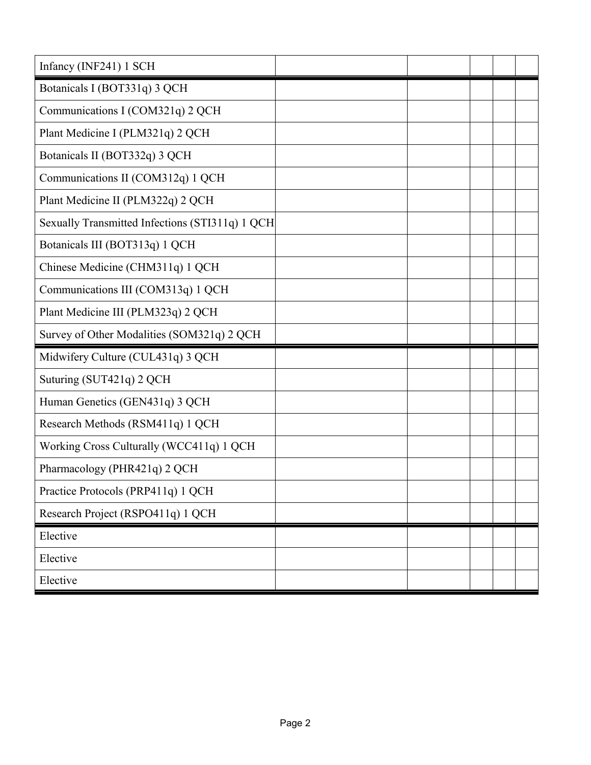| | | | | | |
|---|---|---|---|---|---|
| Infancy (INF241) 1 SCH | | | | | |
| Botanicals I (BOT331q) 3 QCH | | | | | |
| Communications I (COM321q) 2 QCH | | | | | |
| Plant Medicine I (PLM321q) 2 QCH | | | | | |
| Botanicals II (BOT332q) 3 QCH | | | | | |
| Communications II (COM312q) 1 QCH | | | | | |
| Plant Medicine II (PLM322q) 2 QCH | | | | | |
| Sexually Transmitted Infections (STI311q) 1 QCH | | | | | |
| Botanicals III (BOT313q) 1 QCH | | | | | |
| Chinese Medicine (CHM311q) 1 QCH | | | | | |
| Communications III (COM313q) 1 QCH | | | | | |
| Plant Medicine III (PLM323q) 2 QCH | | | | | |
| Survey of Other Modalities (SOM321q) 2 QCH | | | | | |
| Midwifery Culture (CUL431q) 3 QCH | | | | | |
| Suturing (SUT421q) 2 QCH | | | | | |
| Human Genetics (GEN431q) 3 QCH | | | | | |
| Research Methods (RSM411q) 1 QCH | | | | | |
| Working Cross Culturally (WCC411q) 1 QCH | | | | | |
| Pharmacology (PHR421q) 2 QCH | | | | | |
| Practice Protocols (PRP411q) 1 QCH | | | | | |
| Research Project (RSPO411q) 1 QCH | | | | | |
| Elective | | | | | |
| Elective | | | | | |
| Elective | | | | | |